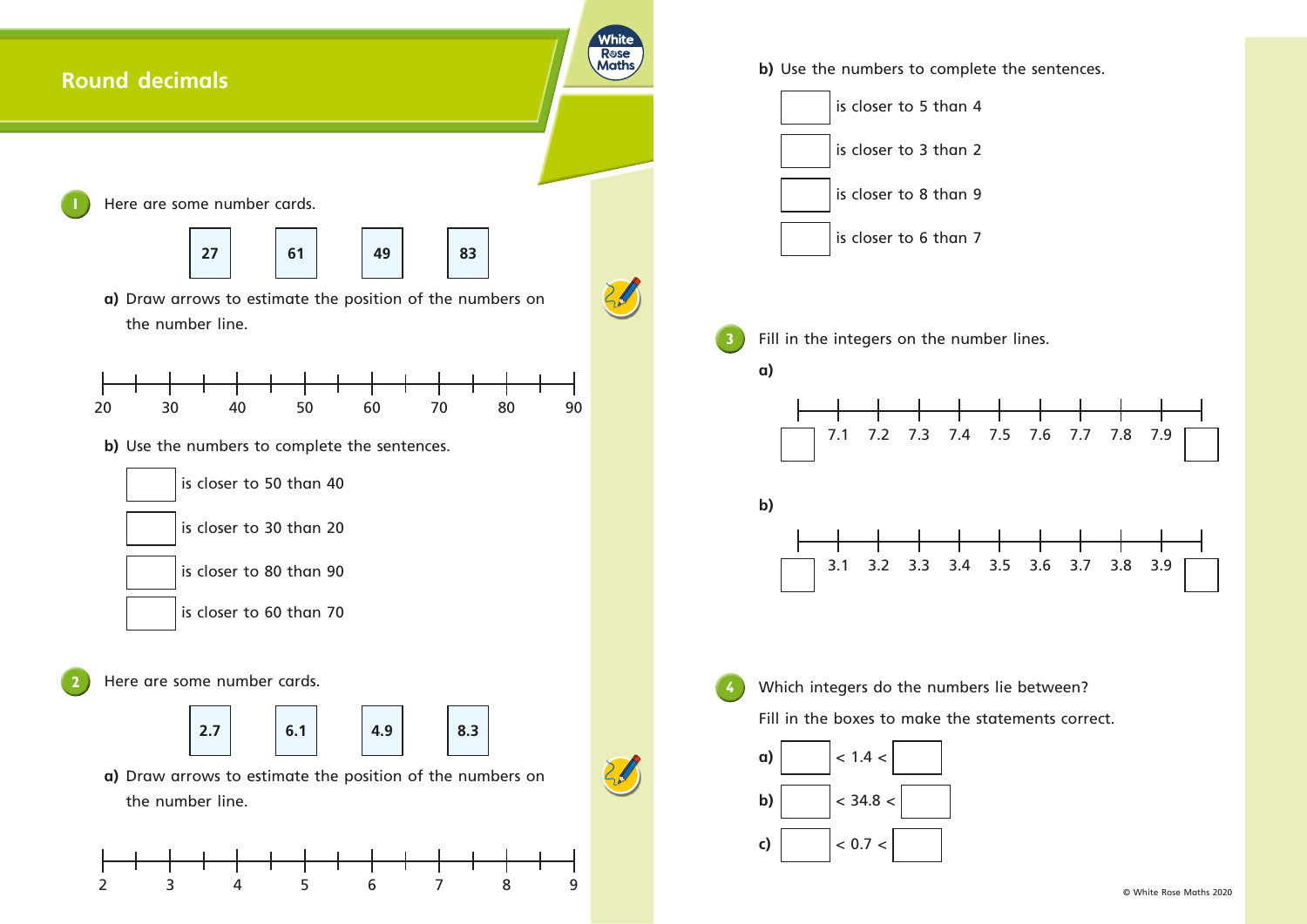# Round decimals

**1** Here are some number cards.

27 &nbsp;&nbsp; 61 &nbsp;&nbsp; 49 &nbsp;&nbsp; 83

**a)** Draw arrows to estimate the position of the numbers on the number line.

20 &nbsp; 30 &nbsp; 40 &nbsp; 50 &nbsp; 60 &nbsp; 70 &nbsp; 80 &nbsp; 90

**b)** Use the numbers to complete the sentences.

☐ is closer to 50 than 40

☐ is closer to 30 than 20

☐ is closer to 80 than 90

☐ is closer to 60 than 70

**2** Here are some number cards.

2.7 &nbsp;&nbsp; 6.1 &nbsp;&nbsp; 4.9 &nbsp;&nbsp; 8.3

**a)** Draw arrows to estimate the position of the numbers on the number line.

2 &nbsp; 3 &nbsp; 4 &nbsp; 5 &nbsp; 6 &nbsp; 7 &nbsp; 8 &nbsp; 9

**b)** Use the numbers to complete the sentences.

☐ is closer to 5 than 4

☐ is closer to 3 than 2

☐ is closer to 8 than 9

☐ is closer to 6 than 7

**3** Fill in the integers on the number lines.

**a)** ☐ &nbsp; 7.1 &nbsp; 7.2 &nbsp; 7.3 &nbsp; 7.4 &nbsp; 7.5 &nbsp; 7.6 &nbsp; 7.7 &nbsp; 7.8 &nbsp; 7.9 &nbsp; ☐

**b)** ☐ &nbsp; 3.1 &nbsp; 3.2 &nbsp; 3.3 &nbsp; 3.4 &nbsp; 3.5 &nbsp; 3.6 &nbsp; 3.7 &nbsp; 3.8 &nbsp; 3.9 &nbsp; ☐

**4** Which integers do the numbers lie between?

Fill in the boxes to make the statements correct.

**a)** ☐ < 1.4 < ☐

**b)** ☐ < 34.8 < ☐

**c)** ☐ < 0.7 < ☐

© White Rose Maths 2020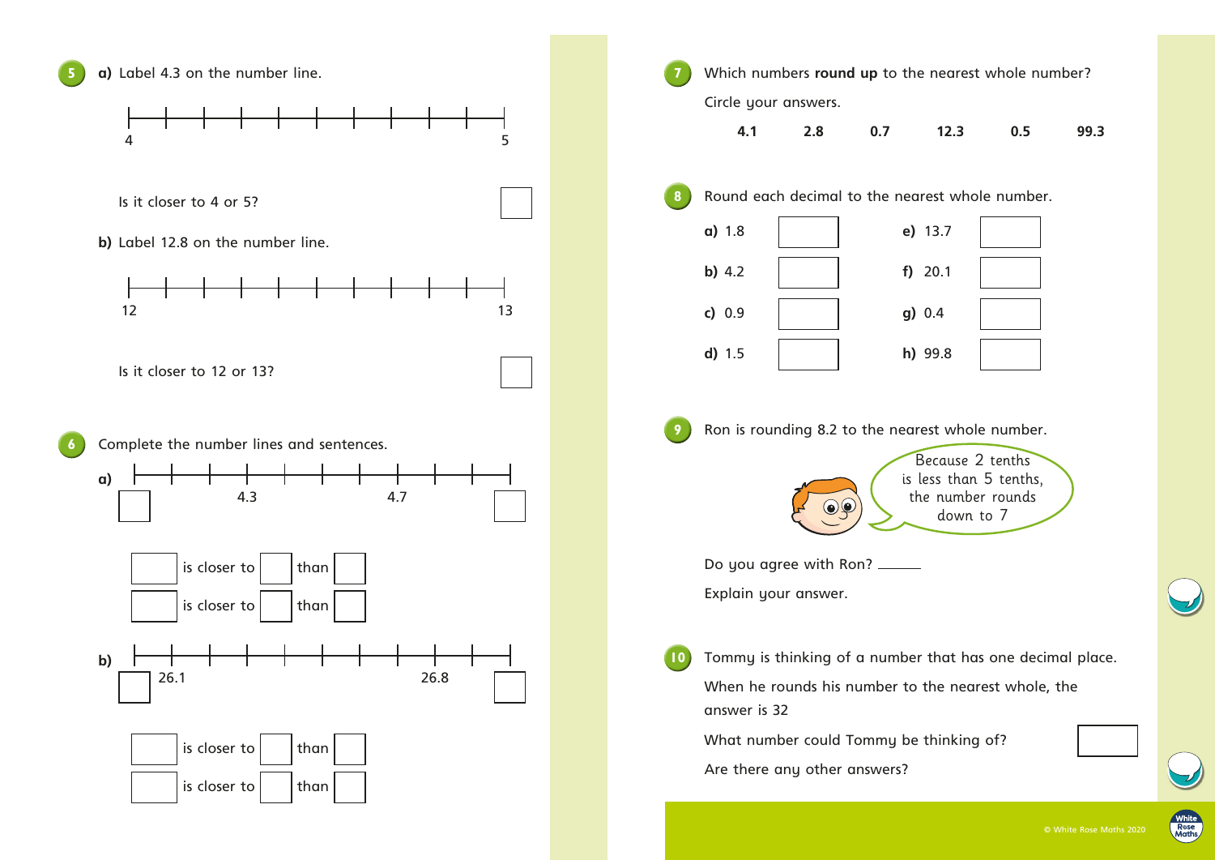**5** a) Label 4.3 on the number line.

4 5

Is it closer to 4 or 5?

b) Label 12.8 on the number line.

12 13

Is it closer to 12 or 13?

**6** Complete the number lines and sentences.

a)

4.3 4.7

is closer to than

is closer to than

b)

26.1 26.8

is closer to than

is closer to than

**7** Which numbers **round up** to the nearest whole number?

Circle your answers.

**4.1** **2.8** **0.7** **12.3** **0.5** **99.3**

**8** Round each decimal to the nearest whole number.

**a)** 1.8

**b)** 4.2

**c)** 0.9

**d)** 1.5

**e)** 13.7

**f)** 20.1

**g)** 0.4

**h)** 99.8

**9** Ron is rounding 8.2 to the nearest whole number.

Because 2 tenths is less than 5 tenths, the number rounds down to 7

Do you agree with Ron? ______

Explain your answer.

**10** Tommy is thinking of a number that has one decimal place.

When he rounds his number to the nearest whole, the answer is 32

What number could Tommy be thinking of?

Are there any other answers?